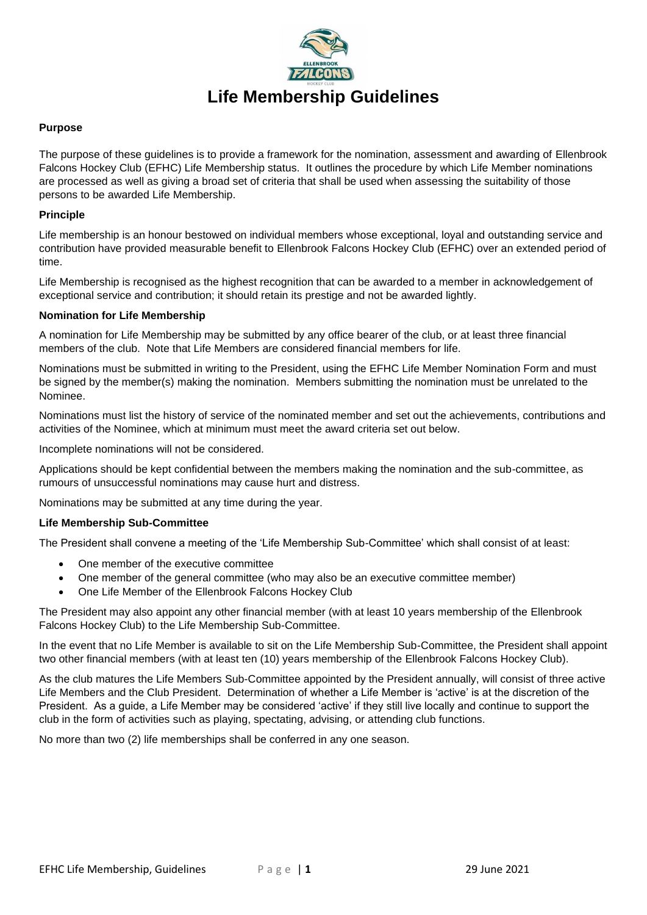# Life Membership Guidelines

**Purpose**

The purpose of these guidelines is to provide a framework for the nomination, assessment and awarding of Ellenbrook Falcons Hockey Club (EFHC) Life Membership status. It outlines the procedure by which Life Member nominations are processed as well as giving a broad set of criteria that shall be used when assessing the suitability of those persons to be awarded Life Membership.

**Principle**

Life membership is an honour bestowed on individual members whose exceptional, loyal and outstanding service and contribution have provided measurable benefit to Ellenbrook Falcons Hockey Club (EFHC) over an extended period of time.

Life Membership is recognised as the highest recognition that can be awarded to a member in acknowledgement of exceptional service and contribution; it should retain its prestige and not be awarded lightly.

**Nomination for Life Membership**

A nomination for Life Membership may be submitted by any office bearer of the club, or at least three financial members of the club. Note that Life Members are considered financial members for life.

Nominations must be submitted in writing to the President, using the EFHC Life Member Nomination Form and must be signed by the member(s) making the nomination. Members submitting the nomination must be unrelated to the Nominee.

Nominations must list the history of service of the nominated member and set out the achievements, contributions and activities of the Nominee, which at minimum must meet the award criteria set out below.

Incomplete nominations will not be considered.

Applications should be kept confidential between the members making the nomination and the sub-committee, as rumours of unsuccessful nominations may cause hurt and distress.

Nominations may be submitted at any time during the year.

**Life Membership Sub-Committee**

The President shall convene a meeting of the 'Life Membership Sub-Committee' which shall consist of at least:

- One member of the executive committee
- One member of the general committee (who may also be an executive committee member)
- One Life Member of the Ellenbrook Falcons Hockey Club

The President may also appoint any other financial member (with at least 10 years membership of the Ellenbrook Falcons Hockey Club) to the Life Membership Sub-Committee.

In the event that no Life Member is available to sit on the Life Membership Sub-Committee, the President shall appoint two other financial members (with at least ten (10) years membership of the Ellenbrook Falcons Hockey Club).

As the club matures the Life Members Sub-Committee appointed by the President annually, will consist of three active Life Members and the Club President. Determination of whether a Life Member is 'active' is at the discretion of the President. As a guide, a Life Member may be considered 'active' if they still live locally and continue to support the club in the form of activities such as playing, spectating, advising, or attending club functions.

No more than two (2) life memberships shall be conferred in any one season.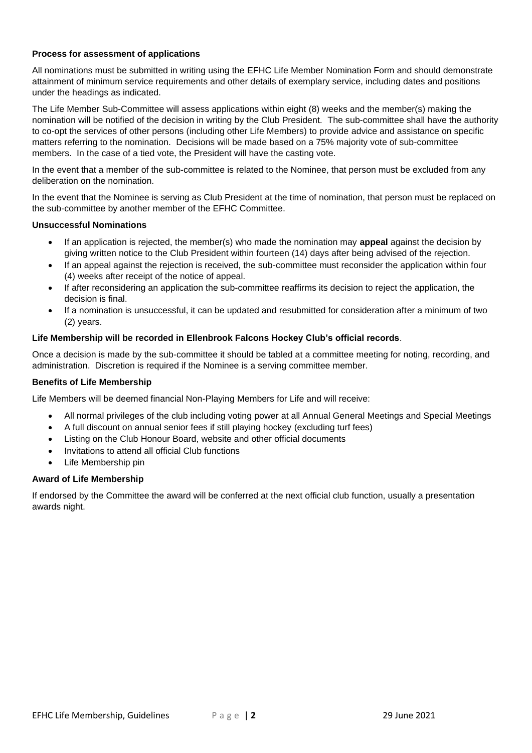**Process for assessment of applications**

All nominations must be submitted in writing using the EFHC Life Member Nomination Form and should demonstrate attainment of minimum service requirements and other details of exemplary service, including dates and positions under the headings as indicated.

The Life Member Sub-Committee will assess applications within eight (8) weeks and the member(s) making the nomination will be notified of the decision in writing by the Club President. The sub-committee shall have the authority to co-opt the services of other persons (including other Life Members) to provide advice and assistance on specific matters referring to the nomination. Decisions will be made based on a 75% majority vote of sub-committee members. In the case of a tied vote, the President will have the casting vote.

In the event that a member of the sub-committee is related to the Nominee, that person must be excluded from any deliberation on the nomination.

In the event that the Nominee is serving as Club President at the time of nomination, that person must be replaced on the sub-committee by another member of the EFHC Committee.

**Unsuccessful Nominations**

- If an application is rejected, the member(s) who made the nomination may **appeal** against the decision by giving written notice to the Club President within fourteen (14) days after being advised of the rejection.
- If an appeal against the rejection is received, the sub-committee must reconsider the application within four (4) weeks after receipt of the notice of appeal.
- If after reconsidering an application the sub-committee reaffirms its decision to reject the application, the decision is final.
- If a nomination is unsuccessful, it can be updated and resubmitted for consideration after a minimum of two (2) years.

**Life Membership will be recorded in Ellenbrook Falcons Hockey Club's official records**.

Once a decision is made by the sub-committee it should be tabled at a committee meeting for noting, recording, and administration. Discretion is required if the Nominee is a serving committee member.

**Benefits of Life Membership**

Life Members will be deemed financial Non-Playing Members for Life and will receive:

- All normal privileges of the club including voting power at all Annual General Meetings and Special Meetings
- A full discount on annual senior fees if still playing hockey (excluding turf fees)
- Listing on the Club Honour Board, website and other official documents
- Invitations to attend all official Club functions
- Life Membership pin

**Award of Life Membership**

If endorsed by the Committee the award will be conferred at the next official club function, usually a presentation awards night.